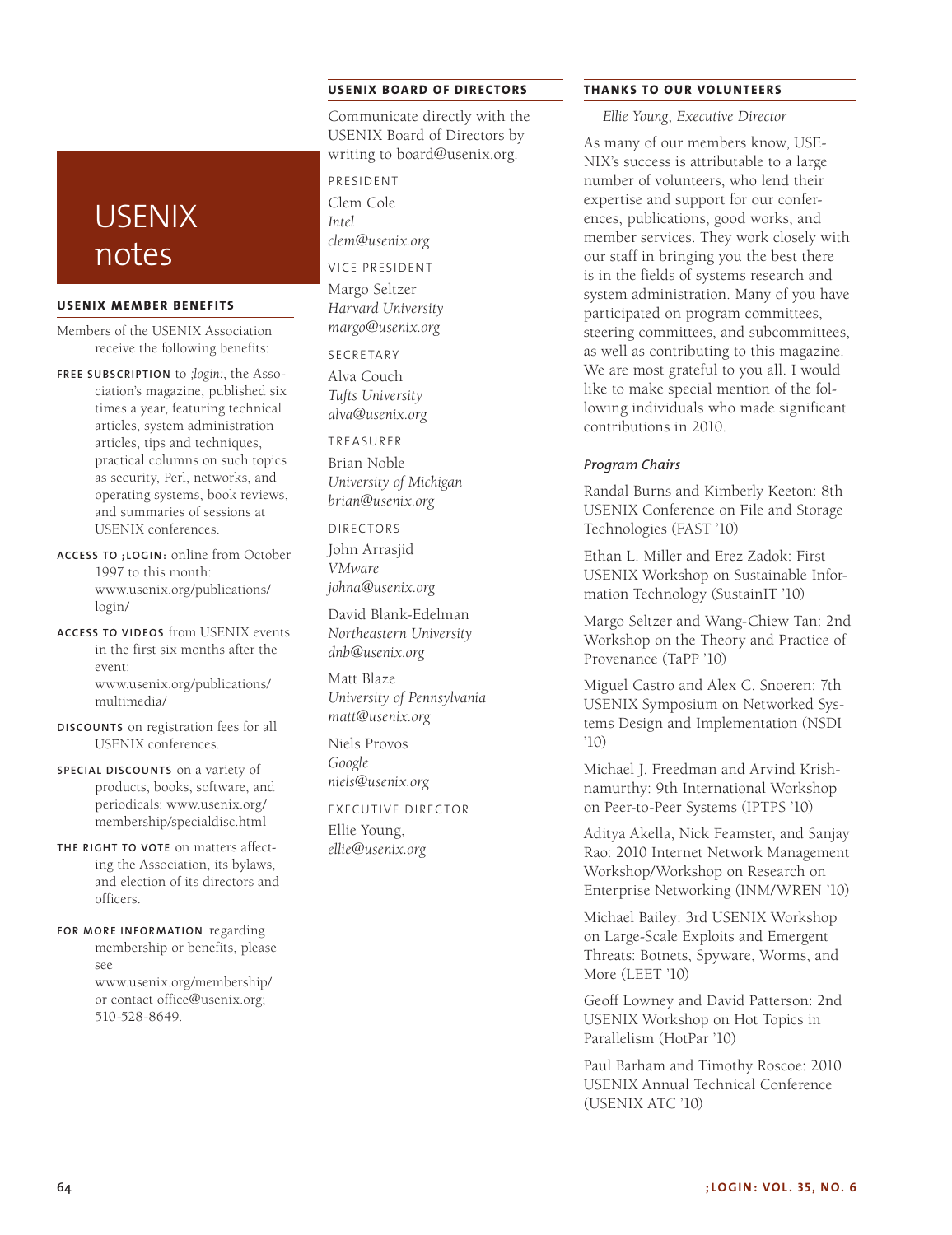# USENIX notes

## USENIX MEMBER BENEFITS

Members of the USENIX Association receive the following benefits:

**FREE SUBSCRIPTION** to *;login:*, the Association's magazine, published six times a year, featuring technical articles, system administration articles, tips and techniques, practical columns on such topics as security, Perl, networks, and operating systems, book reviews, and summaries of sessions at USENIX conferences.

**ACCESS TO ;LOGIN:** online from October 1997 to this month: www.usenix.org/publications/login/

**ACCESS TO VIDEOS** from USENIX events in the first six months after the event: www.usenix.org/publications/multimedia/

**DISCOUNTS** on registration fees for all USENIX conferences.

**SPECIAL DISCOUNTS** on a variety of products, books, software, and periodicals: www.usenix.org/membership/specialdisc.html

**THE RIGHT TO VOTE** on matters affecting the Association, its bylaws, and election of its directors and officers.

**FOR MORE INFORMATION** regarding membership or benefits, please see www.usenix.org/membership/ or contact office@usenix.org; 510-528-8649.

## USENIX BOARD OF DIRECTORS

Communicate directly with the USENIX Board of Directors by writing to board@usenix.org.

PRESIDENT

Clem Cole
*Intel*
*clem@usenix.org*

VICE PRESIDENT

Margo Seltzer
*Harvard University*
*margo@usenix.org*

SECRETARY

Alva Couch
*Tufts University*
*alva@usenix.org*

TREASURER

Brian Noble
*University of Michigan*
*brian@usenix.org*

DIRECTORS

John Arrasjid
*VMware*
*johna@usenix.org*

David Blank-Edelman
*Northeastern University*
*dnb@usenix.org*

Matt Blaze
*University of Pennsylvania*
*matt@usenix.org*

Niels Provos
*Google*
*niels@usenix.org*

EXECUTIVE DIRECTOR

Ellie Young,
*ellie@usenix.org*

## THANKS TO OUR VOLUNTEERS

*Ellie Young, Executive Director*

As many of our members know, USENIX's success is attributable to a large number of volunteers, who lend their expertise and support for our conferences, publications, good works, and member services. They work closely with our staff in bringing you the best there is in the fields of systems research and system administration. Many of you have participated on program committees, steering committees, and subcommittees, as well as contributing to this magazine. We are most grateful to you all. I would like to make special mention of the following individuals who made significant contributions in 2010.

### *Program Chairs*

Randal Burns and Kimberly Keeton: 8th USENIX Conference on File and Storage Technologies (FAST '10)

Ethan L. Miller and Erez Zadok: First USENIX Workshop on Sustainable Information Technology (SustainIT '10)

Margo Seltzer and Wang-Chiew Tan: 2nd Workshop on the Theory and Practice of Provenance (TaPP '10)

Miguel Castro and Alex C. Snoeren: 7th USENIX Symposium on Networked Systems Design and Implementation (NSDI '10)

Michael J. Freedman and Arvind Krishnamurthy: 9th International Workshop on Peer-to-Peer Systems (IPTPS '10)

Aditya Akella, Nick Feamster, and Sanjay Rao: 2010 Internet Network Management Workshop/Workshop on Research on Enterprise Networking (INM/WREN '10)

Michael Bailey: 3rd USENIX Workshop on Large-Scale Exploits and Emergent Threats: Botnets, Spyware, Worms, and More (LEET '10)

Geoff Lowney and David Patterson: 2nd USENIX Workshop on Hot Topics in Parallelism (HotPar '10)

Paul Barham and Timothy Roscoe: 2010 USENIX Annual Technical Conference (USENIX ATC '10)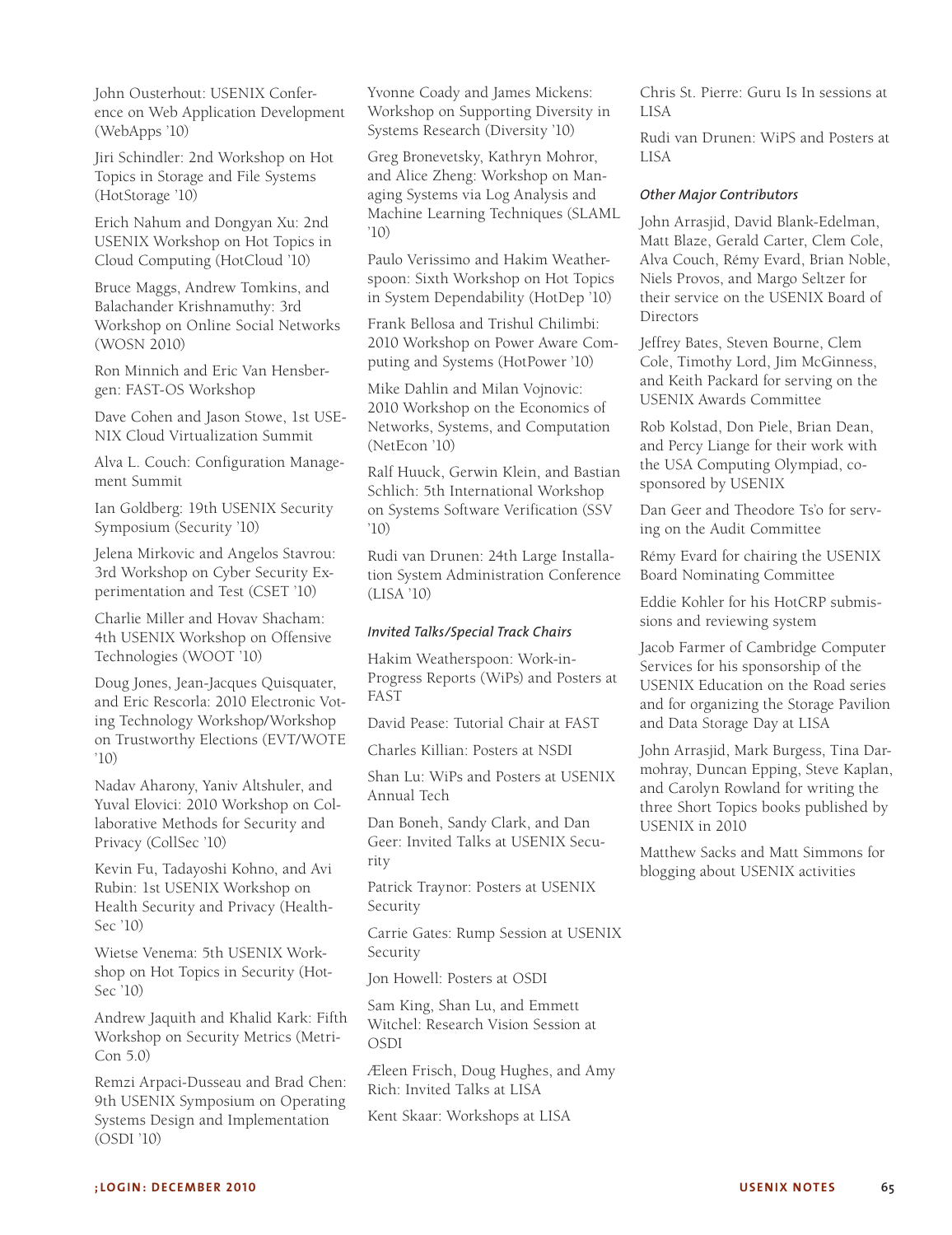John Ousterhout: USENIX Conference on Web Application Development (WebApps '10)

Jiri Schindler: 2nd Workshop on Hot Topics in Storage and File Systems (HotStorage '10)

Erich Nahum and Dongyan Xu: 2nd USENIX Workshop on Hot Topics in Cloud Computing (HotCloud '10)

Bruce Maggs, Andrew Tomkins, and Balachander Krishnamuthy: 3rd Workshop on Online Social Networks (WOSN 2010)

Ron Minnich and Eric Van Hensbergen: FAST-OS Workshop

Dave Cohen and Jason Stowe, 1st USENIX Cloud Virtualization Summit

Alva L. Couch: Configuration Management Summit

Ian Goldberg: 19th USENIX Security Symposium (Security '10)

Jelena Mirkovic and Angelos Stavrou: 3rd Workshop on Cyber Security Experimentation and Test (CSET '10)

Charlie Miller and Hovav Shacham: 4th USENIX Workshop on Offensive Technologies (WOOT '10)

Doug Jones, Jean-Jacques Quisquater, and Eric Rescorla: 2010 Electronic Voting Technology Workshop/Workshop on Trustworthy Elections (EVT/WOTE '10)

Nadav Aharony, Yaniv Altshuler, and Yuval Elovici: 2010 Workshop on Collaborative Methods for Security and Privacy (CollSec '10)

Kevin Fu, Tadayoshi Kohno, and Avi Rubin: 1st USENIX Workshop on Health Security and Privacy (HealthSec '10)

Wietse Venema: 5th USENIX Workshop on Hot Topics in Security (HotSec '10)

Andrew Jaquith and Khalid Kark: Fifth Workshop on Security Metrics (MetriCon 5.0)

Remzi Arpaci-Dusseau and Brad Chen: 9th USENIX Symposium on Operating Systems Design and Implementation (OSDI '10)

Yvonne Coady and James Mickens: Workshop on Supporting Diversity in Systems Research (Diversity '10)

Greg Bronevetsky, Kathryn Mohror, and Alice Zheng: Workshop on Managing Systems via Log Analysis and Machine Learning Techniques (SLAML '10)

Paulo Verissimo and Hakim Weatherspoon: Sixth Workshop on Hot Topics in System Dependability (HotDep '10)

Frank Bellosa and Trishul Chilimbi: 2010 Workshop on Power Aware Computing and Systems (HotPower '10)

Mike Dahlin and Milan Vojnovic: 2010 Workshop on the Economics of Networks, Systems, and Computation (NetEcon '10)

Ralf Huuck, Gerwin Klein, and Bastian Schlich: 5th International Workshop on Systems Software Verification (SSV '10)

Rudi van Drunen: 24th Large Installation System Administration Conference (LISA '10)

### *Invited Talks/Special Track Chairs*

Hakim Weatherspoon: Work-in-Progress Reports (WiPs) and Posters at FAST

David Pease: Tutorial Chair at FAST

Charles Killian: Posters at NSDI

Shan Lu: WiPs and Posters at USENIX Annual Tech

Dan Boneh, Sandy Clark, and Dan Geer: Invited Talks at USENIX Security

Patrick Traynor: Posters at USENIX Security

Carrie Gates: Rump Session at USENIX Security

Jon Howell: Posters at OSDI

Sam King, Shan Lu, and Emmett Witchel: Research Vision Session at OSDI

Æleen Frisch, Doug Hughes, and Amy Rich: Invited Talks at LISA

Kent Skaar: Workshops at LISA

Chris St. Pierre: Guru Is In sessions at LISA

Rudi van Drunen: WiPS and Posters at LISA

### *Other Major Contributors*

John Arrasjid, David Blank-Edelman, Matt Blaze, Gerald Carter, Clem Cole, Alva Couch, Rémy Evard, Brian Noble, Niels Provos, and Margo Seltzer for their service on the USENIX Board of Directors

Jeffrey Bates, Steven Bourne, Clem Cole, Timothy Lord, Jim McGinness, and Keith Packard for serving on the USENIX Awards Committee

Rob Kolstad, Don Piele, Brian Dean, and Percy Liange for their work with the USA Computing Olympiad, co-sponsored by USENIX

Dan Geer and Theodore Ts'o for serving on the Audit Committee

Rémy Evard for chairing the USENIX Board Nominating Committee

Eddie Kohler for his HotCRP submissions and reviewing system

Jacob Farmer of Cambridge Computer Services for his sponsorship of the USENIX Education on the Road series and for organizing the Storage Pavilion and Data Storage Day at LISA

John Arrasjid, Mark Burgess, Tina Darmohray, Duncan Epping, Steve Kaplan, and Carolyn Rowland for writing the three Short Topics books published by USENIX in 2010

Matthew Sacks and Matt Simmons for blogging about USENIX activities